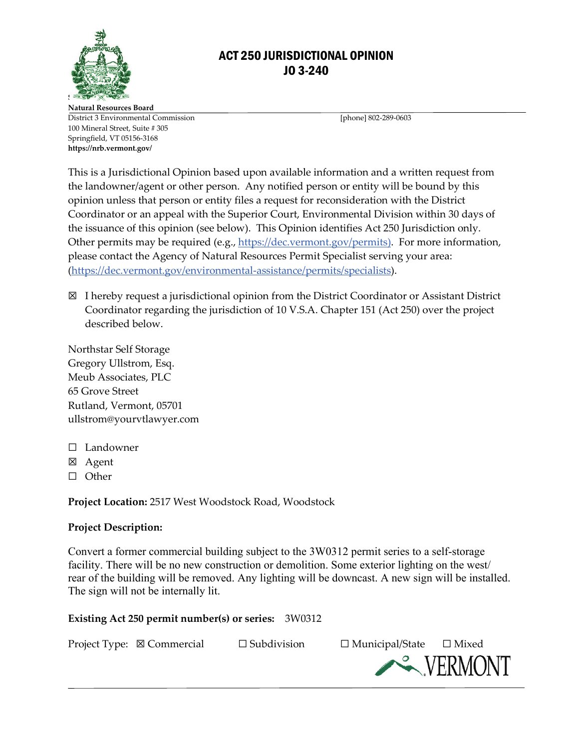# ACT 250 JURISDICTIONAL OPINION
# JO 3-240

**Natural Resources Board**
District 3 Environmental Commission
100 Mineral Street, Suite # 305
Springfield, VT 05156-3168
**https://nrb.vermont.gov/**

[phone] 802-289-0603

This is a Jurisdictional Opinion based upon available information and a written request from the landowner/agent or other person. Any notified person or entity will be bound by this opinion unless that person or entity files a request for reconsideration with the District Coordinator or an appeal with the Superior Court, Environmental Division within 30 days of the issuance of this opinion (see below). This Opinion identifies Act 250 Jurisdiction only. Other permits may be required (e.g., https://dec.vermont.gov/permits). For more information, please contact the Agency of Natural Resources Permit Specialist serving your area: (https://dec.vermont.gov/environmental-assistance/permits/specialists).

☒ I hereby request a jurisdictional opinion from the District Coordinator or Assistant District Coordinator regarding the jurisdiction of 10 V.S.A. Chapter 151 (Act 250) over the project described below.

Northstar Self Storage
Gregory Ullstrom, Esq.
Meub Associates, PLC
65 Grove Street
Rutland, Vermont, 05701
ullstrom@yourvtlawyer.com

☐ Landowner
☒ Agent
☐ Other

**Project Location:** 2517 West Woodstock Road, Woodstock

**Project Description:**

Convert a former commercial building subject to the 3W0312 permit series to a self-storage facility. There will be no new construction or demolition. Some exterior lighting on the west/ rear of the building will be removed. Any lighting will be downcast. A new sign will be installed. The sign will not be internally lit.

**Existing Act 250 permit number(s) or series:** 3W0312

Project Type: ☒ Commercial ☐ Subdivision ☐ Municipal/State ☐ Mixed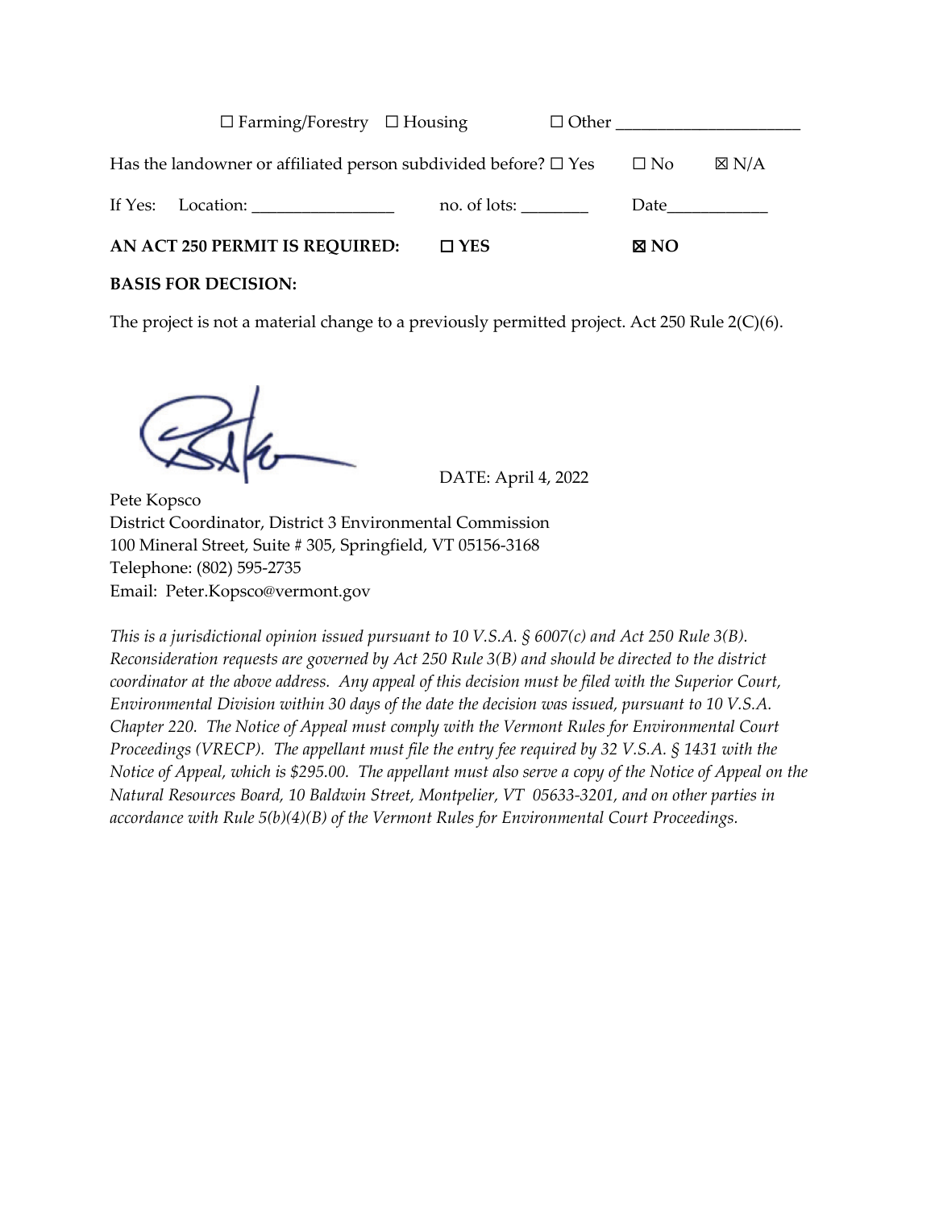☐ Farming/Forestry ☐ Housing ☐ Other ____________________

Has the landowner or affiliated person subdivided before? ☐ Yes ☐ No ☒ N/A

If Yes: Location: ________________ no. of lots: ________ Date___________

**AN ACT 250 PERMIT IS REQUIRED: ☐ YES ☒ NO**

**BASIS FOR DECISION:**

The project is not a material change to a previously permitted project. Act 250 Rule 2(C)(6).

DATE: April 4, 2022

Pete Kopsco
District Coordinator, District 3 Environmental Commission
100 Mineral Street, Suite # 305, Springfield, VT 05156-3168
Telephone: (802) 595-2735
Email: Peter.Kopsco@vermont.gov

*This is a jurisdictional opinion issued pursuant to 10 V.S.A. § 6007(c) and Act 250 Rule 3(B). Reconsideration requests are governed by Act 250 Rule 3(B) and should be directed to the district coordinator at the above address. Any appeal of this decision must be filed with the Superior Court, Environmental Division within 30 days of the date the decision was issued, pursuant to 10 V.S.A. Chapter 220. The Notice of Appeal must comply with the Vermont Rules for Environmental Court Proceedings (VRECP). The appellant must file the entry fee required by 32 V.S.A. § 1431 with the Notice of Appeal, which is $295.00. The appellant must also serve a copy of the Notice of Appeal on the Natural Resources Board, 10 Baldwin Street, Montpelier, VT 05633-3201, and on other parties in accordance with Rule 5(b)(4)(B) of the Vermont Rules for Environmental Court Proceedings.*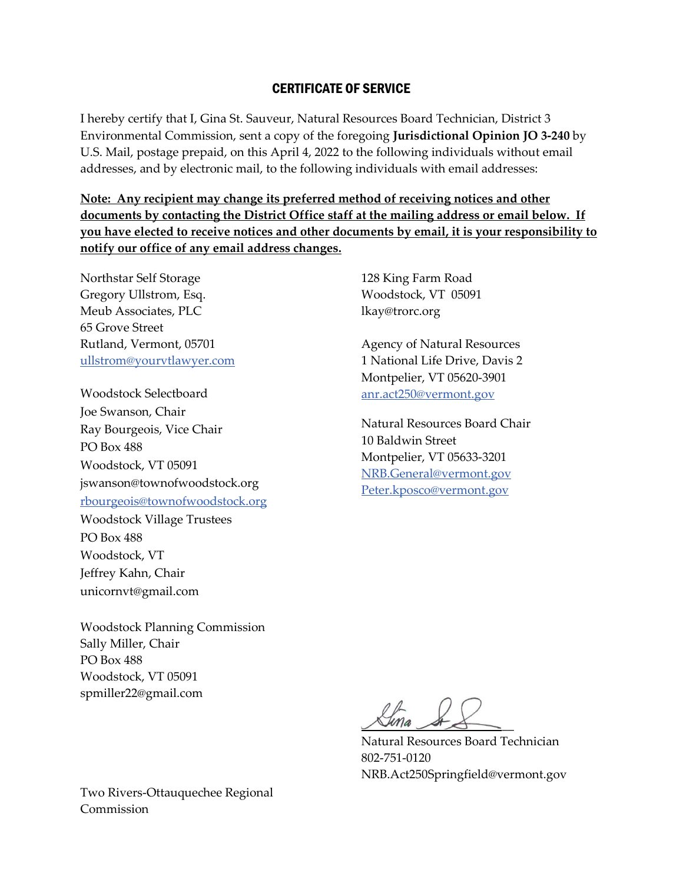## CERTIFICATE OF SERVICE

I hereby certify that I, Gina St. Sauveur, Natural Resources Board Technician, District 3 Environmental Commission, sent a copy of the foregoing **Jurisdictional Opinion JO 3-240** by U.S. Mail, postage prepaid, on this April 4, 2022 to the following individuals without email addresses, and by electronic mail, to the following individuals with email addresses:

**Note: Any recipient may change its preferred method of receiving notices and other documents by contacting the District Office staff at the mailing address or email below. If you have elected to receive notices and other documents by email, it is your responsibility to notify our office of any email address changes.**

Northstar Self Storage
Gregory Ullstrom, Esq.
Meub Associates, PLC
65 Grove Street
Rutland, Vermont, 05701
ullstrom@yourvtlawyer.com

Woodstock Selectboard
Joe Swanson, Chair
Ray Bourgeois, Vice Chair
PO Box 488
Woodstock, VT 05091
jswanson@townofwoodstock.org
rbourgeois@townofwoodstock.org
Woodstock Village Trustees
PO Box 488
Woodstock, VT
Jeffrey Kahn, Chair
unicornvt@gmail.com

Woodstock Planning Commission
Sally Miller, Chair
PO Box 488
Woodstock, VT 05091
spmiller22@gmail.com

Two Rivers-Ottauquechee Regional Commission
128 King Farm Road
Woodstock, VT 05091
lkay@trorc.org

Agency of Natural Resources
1 National Life Drive, Davis 2
Montpelier, VT 05620-3901
anr.act250@vermont.gov

Natural Resources Board Chair
10 Baldwin Street
Montpelier, VT 05633-3201
NRB.General@vermont.gov
Peter.kposco@vermont.gov

Natural Resources Board Technician
802-751-0120
NRB.Act250Springfield@vermont.gov